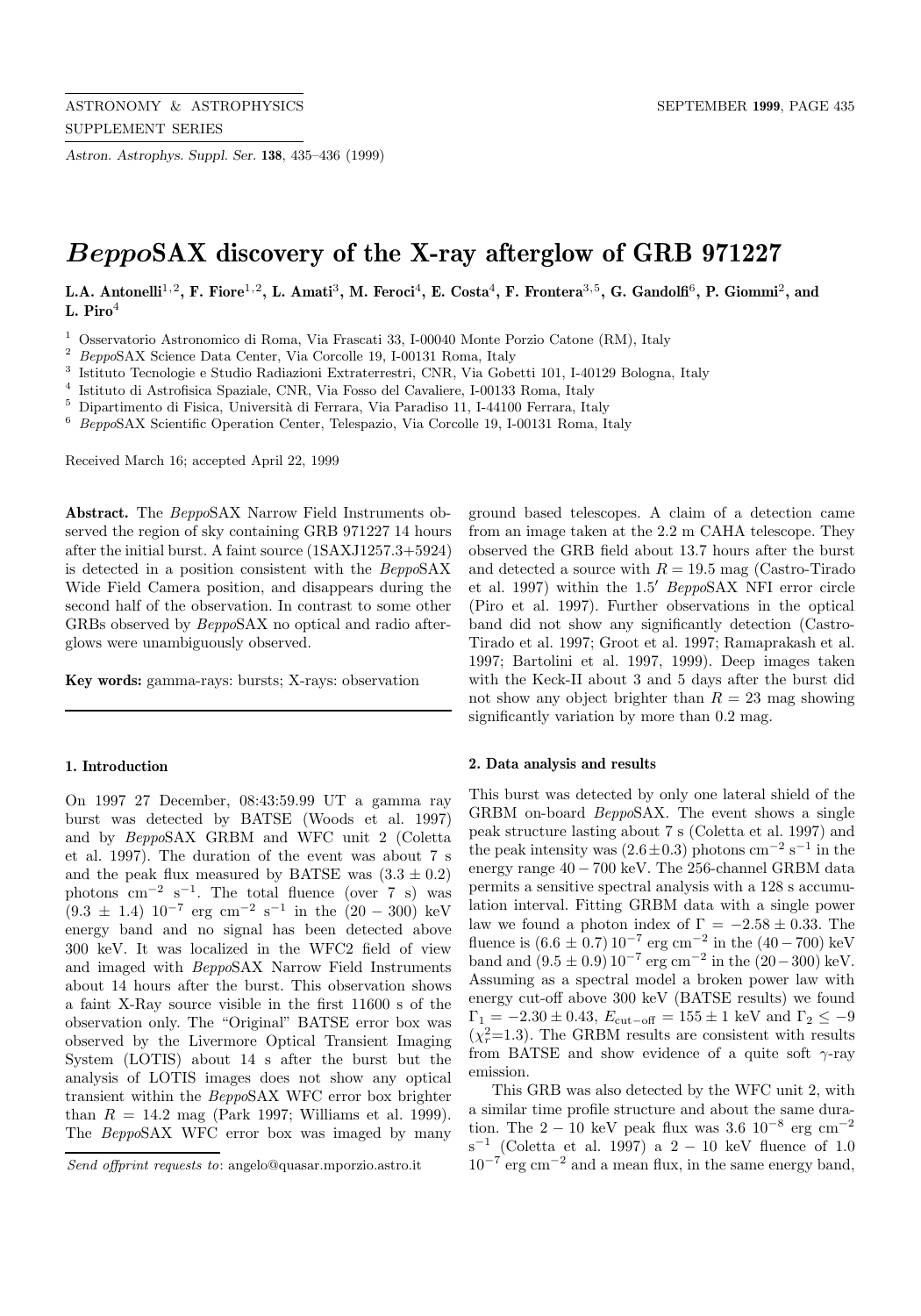# *Beppo*SAX discovery of the X-ray afterglow of GRB 971227

**L.A. Antonelli[1,2], F. Fiore[1,2], L. Amati[3], M. Feroci[4], E. Costa[4], F. Frontera[3,5], G. Gandolfi[6], P. Giommi[2], and L. Piro[4]**

[1] Osservatorio Astronomico di Roma, Via Frascati 33, I-00040 Monte Porzio Catone (RM), Italy
[2] *Beppo*SAX Science Data Center, Via Corcolle 19, I-00131 Roma, Italy
[3] Istituto Tecnologie e Studio Radiazioni Extraterrestri, CNR, Via Gobetti 101, I-40129 Bologna, Italy
[4] Istituto di Astrofisica Spaziale, CNR, Via Fosso del Cavaliere, I-00133 Roma, Italy
[5] Dipartimento di Fisica, Università di Ferrara, Via Paradiso 11, I-44100 Ferrara, Italy
[6] *Beppo*SAX Scientific Operation Center, Telespazio, Via Corcolle 19, I-00131 Roma, Italy

Received March 16; accepted April 22, 1999

**Abstract.** The *Beppo*SAX Narrow Field Instruments observed the region of sky containing GRB 971227 14 hours after the initial burst. A faint source (1SAXJ1257.3+5924) is detected in a position consistent with the *Beppo*SAX Wide Field Camera position, and disappears during the second half of the observation. In contrast to some other GRBs observed by *Beppo*SAX no optical and radio afterglows were unambiguously observed.

**Key words:** gamma-rays: bursts; X-rays: observation

## 1. Introduction

On 1997 27 December, 08:43:59.99 UT a gamma ray burst was detected by BATSE (Woods et al. 1997) and by *Beppo*SAX GRBM and WFC unit 2 (Coletta et al. 1997). The duration of the event was about 7 s and the peak flux measured by BATSE was $(3.3 \pm 0.2)$ photons cm$^{-2}$ s$^{-1}$. The total fluence (over 7 s) was $(9.3 \pm 1.4)\ 10^{-7}$ erg cm$^{-2}$ s$^{-1}$ in the $(20-300)$ keV energy band and no signal has been detected above 300 keV. It was localized in the WFC2 field of view and imaged with *Beppo*SAX Narrow Field Instruments about 14 hours after the burst. This observation shows a faint X-Ray source visible in the first 11600 s of the observation only. The "Original" BATSE error box was observed by the Livermore Optical Transient Imaging System (LOTIS) about 14 s after the burst but the analysis of LOTIS images does not show any optical transient within the *Beppo*SAX WFC error box brighter than $R = 14.2$ mag (Park 1997; Williams et al. 1999). The *Beppo*SAX WFC error box was imaged by many ground based telescopes. A claim of a detection came from an image taken at the 2.2 m CAHA telescope. They observed the GRB field about 13.7 hours after the burst and detected a source with $R = 19.5$ mag (Castro-Tirado et al. 1997) within the $1.5'$ *Beppo*SAX NFI error circle (Piro et al. 1997). Further observations in the optical band did not show any significantly detection (Castro-Tirado et al. 1997; Groot et al. 1997; Ramaprakash et al. 1997; Bartolini et al. 1997, 1999). Deep images taken with the Keck-II about 3 and 5 days after the burst did not show any object brighter than $R = 23$ mag showing significantly variation by more than 0.2 mag.

*Send offprint requests to*: angelo@quasar.mporzio.astro.it

## 2. Data analysis and results

This burst was detected by only one lateral shield of the GRBM on-board *Beppo*SAX. The event shows a single peak structure lasting about 7 s (Coletta et al. 1997) and the peak intensity was $(2.6 \pm 0.3)$ photons cm$^{-2}$ s$^{-1}$ in the energy range $40-700$ keV. The 256-channel GRBM data permits a sensitive spectral analysis with a 128 s accumulation interval. Fitting GRBM data with a single power law we found a photon index of $\Gamma = -2.58 \pm 0.33$. The fluence is $(6.6 \pm 0.7)\,10^{-7}$ erg cm$^{-2}$ in the $(40-700)$ keV band and $(9.5 \pm 0.9)\,10^{-7}$ erg cm$^{-2}$ in the $(20-300)$ keV. Assuming as a spectral model a broken power law with energy cut-off above 300 keV (BATSE results) we found $\Gamma_1 = -2.30 \pm 0.43$, $E_{\rm cut-off} = 155 \pm 1$ keV and $\Gamma_2 \leq -9$ ($\chi^2_r$=1.3). The GRBM results are consistent with results from BATSE and show evidence of a quite soft $\gamma$-ray emission.

This GRB was also detected by the WFC unit 2, with a similar time profile structure and about the same duration. The $2-10$ keV peak flux was 3.6 $10^{-8}$ erg cm$^{-2}$ s$^{-1}$ (Coletta et al. 1997) a $2-10$ keV fluence of 1.0 $10^{-7}$ erg cm$^{-2}$ and a mean flux, in the same energy band,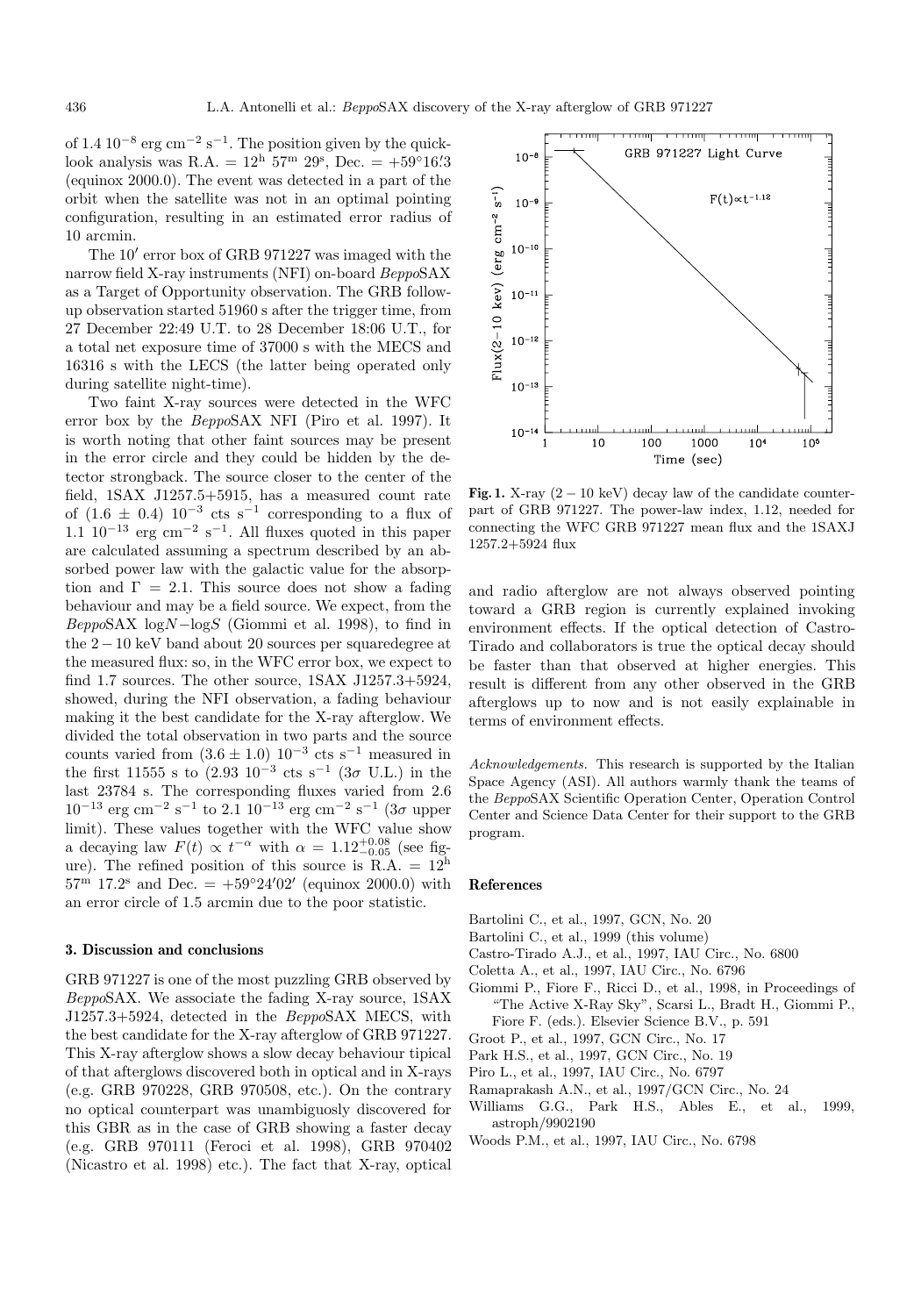of 1.4 $10^{-8}$ erg cm$^{-2}$ s$^{-1}$. The position given by the quick-look analysis was R.A. = 12$^{h}$ 57$^{m}$ 29$^{s}$, Dec. = +59°16′.3 (equinox 2000.0). The event was detected in a part of the orbit when the satellite was not in an optimal pointing configuration, resulting in an estimated error radius of 10 arcmin.

The 10′ error box of GRB 971227 was imaged with the narrow field X-ray instruments (NFI) on-board *Beppo*SAX as a Target of Opportunity observation. The GRB follow-up observation started 51960 s after the trigger time, from 27 December 22:49 U.T. to 28 December 18:06 U.T., for a total net exposure time of 37000 s with the MECS and 16316 s with the LECS (the latter being operated only during satellite night-time).

Two faint X-ray sources were detected in the WFC error box by the *Beppo*SAX NFI (Piro et al. 1997). It is worth noting that other faint sources may be present in the error circle and they could be hidden by the detector strongback. The source closer to the center of the field, 1SAX J1257.5+5915, has a measured count rate of (1.6 ± 0.4) $10^{-3}$ cts s$^{-1}$ corresponding to a flux of 1.1 $10^{-13}$ erg cm$^{-2}$ s$^{-1}$. All fluxes quoted in this paper are calculated assuming a spectrum described by an absorbed power law with the galactic value for the absorption and $\Gamma$ = 2.1. This source does not show a fading behaviour and may be a field source. We expect, from the *Beppo*SAX log$N-$log$S$ (Giommi et al. 1998), to find in the 2 − 10 keV band about 20 sources per squaredegree at the measured flux: so, in the WFC error box, we expect to find 1.7 sources. The other source, 1SAX J1257.3+5924, showed, during the NFI observation, a fading behaviour making it the best candidate for the X-ray afterglow. We divided the total observation in two parts and the source counts varied from (3.6 ± 1.0) $10^{-3}$ cts s$^{-1}$ measured in the first 11555 s to (2.93 $10^{-3}$ cts s$^{-1}$ (3$\sigma$ U.L.) in the last 23784 s. The corresponding fluxes varied from 2.6 $10^{-13}$ erg cm$^{-2}$ s$^{-1}$ to 2.1 $10^{-13}$ erg cm$^{-2}$ s$^{-1}$ (3$\sigma$ upper limit). These values together with the WFC value show a decaying law $F(t) \propto t^{-\alpha}$ with $\alpha = 1.12^{+0.08}_{-0.05}$ (see figure). The refined position of this source is R.A. = 12$^{h}$ 57$^{m}$ 17.2$^{s}$ and Dec. = +59°24′02′ (equinox 2000.0) with an error circle of 1.5 arcmin due to the poor statistic.

GRB 971227 Light Curve

$F(t) \propto t^{-1.12}$

Flux(2−10 kev) (erg cm$^{-2}$ s$^{-1}$)

Time (sec)

**Fig. 1.** X-ray (2 − 10 keV) decay law of the candidate counterpart of GRB 971227. The power-law index, 1.12, needed for connecting the WFC GRB 971227 mean flux and the 1SAXJ 1257.2+5924 flux

## 3. Discussion and conclusions

GRB 971227 is one of the most puzzling GRB observed by *Beppo*SAX. We associate the fading X-ray source, 1SAX J1257.3+5924, detected in the *Beppo*SAX MECS, with the best candidate for the X-ray afterglow of GRB 971227. This X-ray afterglow shows a slow decay behaviour tipical of that afterglows discovered both in optical and in X-rays (e.g. GRB 970228, GRB 970508, etc.). On the contrary no optical counterpart was unambiguosly discovered for this GBR as in the case of GRB showing a faster decay (e.g. GRB 970111 (Feroci et al. 1998), GRB 970402 (Nicastro et al. 1998) etc.). The fact that X-ray, optical and radio afterglow are not always observed pointing toward a GRB region is currently explained invoking environment effects. If the optical detection of Castro-Tirado and collaborators is true the optical decay should be faster than that observed at higher energies. This result is different from any other observed in the GRB afterglows up to now and is not easily explainable in terms of environment effects.

*Acknowledgements.* This research is supported by the Italian Space Agency (ASI). All authors warmly thank the teams of the *Beppo*SAX Scientific Operation Center, Operation Control Center and Science Data Center for their support to the GRB program.

## References

Bartolini C., et al., 1997, GCN, No. 20

Bartolini C., et al., 1999 (this volume)

Castro-Tirado A.J., et al., 1997, IAU Circ., No. 6800

Coletta A., et al., 1997, IAU Circ., No. 6796

Giommi P., Fiore F., Ricci D., et al., 1998, in Proceedings of "The Active X-Ray Sky", Scarsi L., Bradt H., Giommi P., Fiore F. (eds.). Elsevier Science B.V., p. 591

Groot P., et al., 1997, GCN Circ., No. 17

Park H.S., et al., 1997, GCN Circ., No. 19

Piro L., et al., 1997, IAU Circ., No. 6797

Ramaprakash A.N., et al., 1997/GCN Circ., No. 24

Williams G.G., Park H.S., Ables E., et al., 1999, astroph/9902190

Woods P.M., et al., 1997, IAU Circ., No. 6798